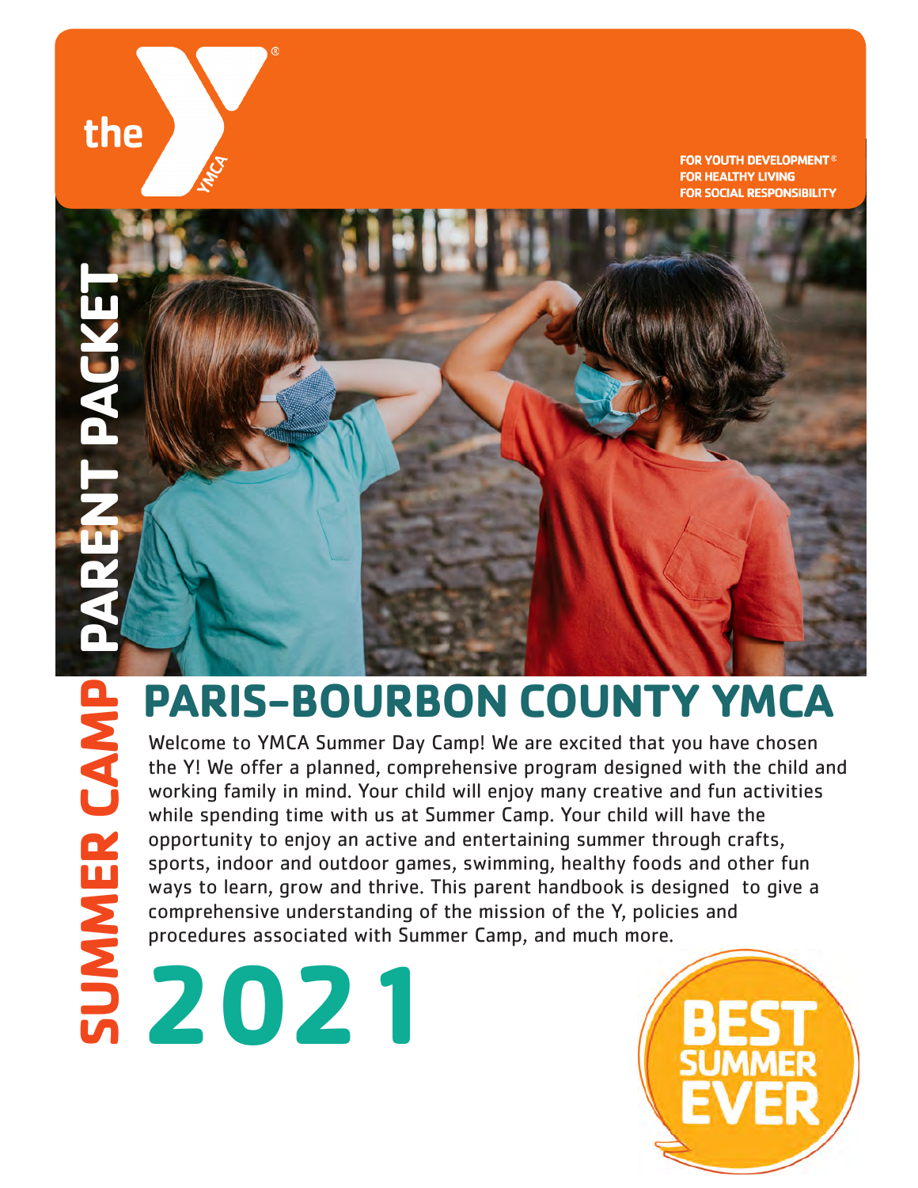the YMCA

FOR YOUTH DEVELOPMENT®
FOR HEALTHY LIVING
FOR SOCIAL RESPONSIBILITY

**SUMMER CAMP PARENT PACKET**

# PARIS-BOURBON COUNTY YMCA

Welcome to YMCA Summer Day Camp! We are excited that you have chosen the Y! We offer a planned, comprehensive program designed with the child and working family in mind. Your child will enjoy many creative and fun activities while spending time with us at Summer Camp. Your child will have the opportunity to enjoy an active and entertaining summer through crafts, sports, indoor and outdoor games, swimming, healthy foods and other fun ways to learn, grow and thrive. This parent handbook is designed to give a comprehensive understanding of the mission of the Y, policies and procedures associated with Summer Camp, and much more.

# 2021

BEST SUMMER EVER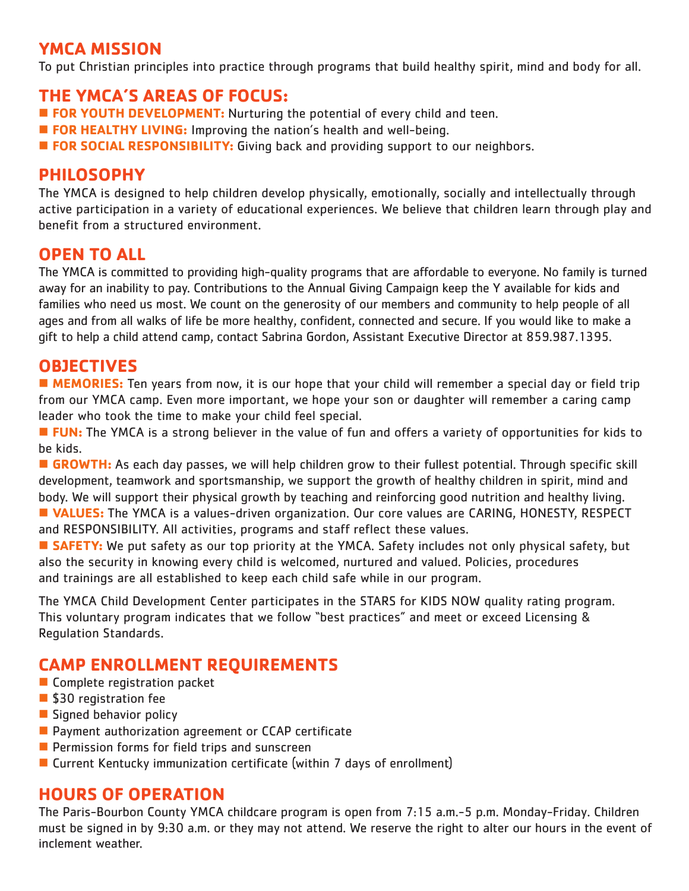## YMCA MISSION

To put Christian principles into practice through programs that build healthy spirit, mind and body for all.

## THE YMCA'S AREAS OF FOCUS:

- **FOR YOUTH DEVELOPMENT:** Nurturing the potential of every child and teen.
- **FOR HEALTHY LIVING:** Improving the nation's health and well-being.
- **FOR SOCIAL RESPONSIBILITY:** Giving back and providing support to our neighbors.

## PHILOSOPHY

The YMCA is designed to help children develop physically, emotionally, socially and intellectually through active participation in a variety of educational experiences. We believe that children learn through play and benefit from a structured environment.

## OPEN TO ALL

The YMCA is committed to providing high-quality programs that are affordable to everyone. No family is turned away for an inability to pay. Contributions to the Annual Giving Campaign keep the Y available for kids and families who need us most. We count on the generosity of our members and community to help people of all ages and from all walks of life be more healthy, confident, connected and secure. If you would like to make a gift to help a child attend camp, contact Sabrina Gordon, Assistant Executive Director at 859.987.1395.

## OBJECTIVES

- **MEMORIES:** Ten years from now, it is our hope that your child will remember a special day or field trip from our YMCA camp. Even more important, we hope your son or daughter will remember a caring camp leader who took the time to make your child feel special.
- **FUN:** The YMCA is a strong believer in the value of fun and offers a variety of opportunities for kids to be kids.
- **GROWTH:** As each day passes, we will help children grow to their fullest potential. Through specific skill development, teamwork and sportsmanship, we support the growth of healthy children in spirit, mind and body. We will support their physical growth by teaching and reinforcing good nutrition and healthy living.
- **VALUES:** The YMCA is a values-driven organization. Our core values are CARING, HONESTY, RESPECT and RESPONSIBILITY. All activities, programs and staff reflect these values.
- **SAFETY:** We put safety as our top priority at the YMCA. Safety includes not only physical safety, but also the security in knowing every child is welcomed, nurtured and valued. Policies, procedures and trainings are all established to keep each child safe while in our program.

The YMCA Child Development Center participates in the STARS for KIDS NOW quality rating program. This voluntary program indicates that we follow "best practices" and meet or exceed Licensing & Regulation Standards.

## CAMP ENROLLMENT REQUIREMENTS

- Complete registration packet
- $30 registration fee
- Signed behavior policy
- Payment authorization agreement or CCAP certificate
- Permission forms for field trips and sunscreen
- Current Kentucky immunization certificate (within 7 days of enrollment)

## HOURS OF OPERATION

The Paris-Bourbon County YMCA childcare program is open from 7:15 a.m.-5 p.m. Monday-Friday. Children must be signed in by 9:30 a.m. or they may not attend. We reserve the right to alter our hours in the event of inclement weather.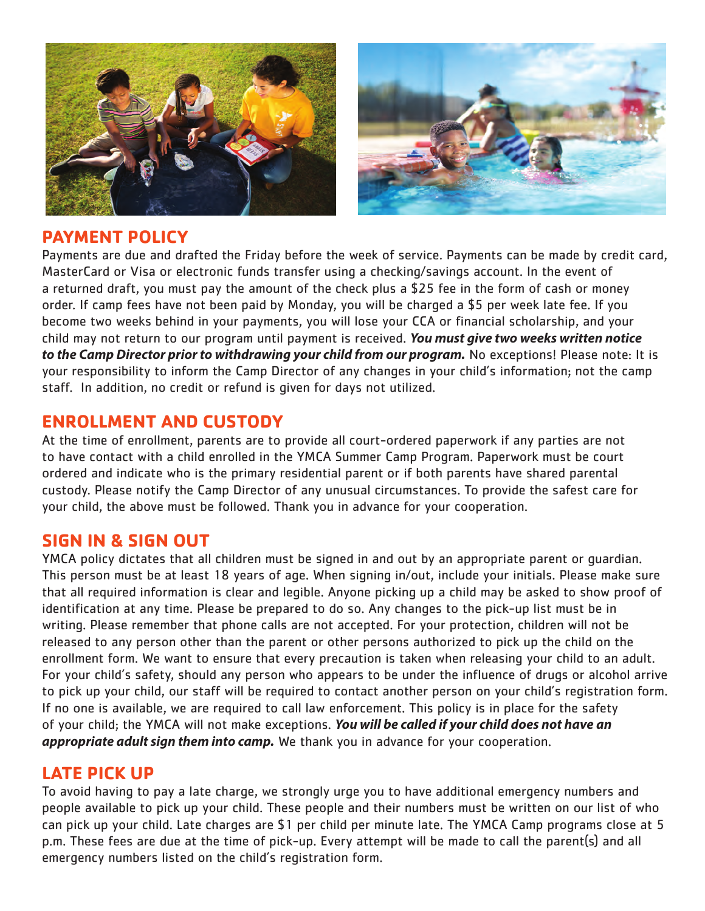## PAYMENT POLICY

Payments are due and drafted the Friday before the week of service. Payments can be made by credit card, MasterCard or Visa or electronic funds transfer using a checking/savings account. In the event of a returned draft, you must pay the amount of the check plus a $25 fee in the form of cash or money order. If camp fees have not been paid by Monday, you will be charged a $5 per week late fee. If you become two weeks behind in your payments, you will lose your CCA or financial scholarship, and your child may not return to our program until payment is received. ***You must give two weeks written notice to the Camp Director prior to withdrawing your child from our program.*** No exceptions! Please note: It is your responsibility to inform the Camp Director of any changes in your child's information; not the camp staff. In addition, no credit or refund is given for days not utilized.

## ENROLLMENT AND CUSTODY

At the time of enrollment, parents are to provide all court-ordered paperwork if any parties are not to have contact with a child enrolled in the YMCA Summer Camp Program. Paperwork must be court ordered and indicate who is the primary residential parent or if both parents have shared parental custody. Please notify the Camp Director of any unusual circumstances. To provide the safest care for your child, the above must be followed. Thank you in advance for your cooperation.

## SIGN IN & SIGN OUT

YMCA policy dictates that all children must be signed in and out by an appropriate parent or guardian. This person must be at least 18 years of age. When signing in/out, include your initials. Please make sure that all required information is clear and legible. Anyone picking up a child may be asked to show proof of identification at any time. Please be prepared to do so. Any changes to the pick-up list must be in writing. Please remember that phone calls are not accepted. For your protection, children will not be released to any person other than the parent or other persons authorized to pick up the child on the enrollment form. We want to ensure that every precaution is taken when releasing your child to an adult. For your child's safety, should any person who appears to be under the influence of drugs or alcohol arrive to pick up your child, our staff will be required to contact another person on your child's registration form. If no one is available, we are required to call law enforcement. This policy is in place for the safety of your child; the YMCA will not make exceptions. ***You will be called if your child does not have an appropriate adult sign them into camp.*** We thank you in advance for your cooperation.

## LATE PICK UP

To avoid having to pay a late charge, we strongly urge you to have additional emergency numbers and people available to pick up your child. These people and their numbers must be written on our list of who can pick up your child. Late charges are $1 per child per minute late. The YMCA Camp programs close at 5 p.m. These fees are due at the time of pick-up. Every attempt will be made to call the parent(s) and all emergency numbers listed on the child's registration form.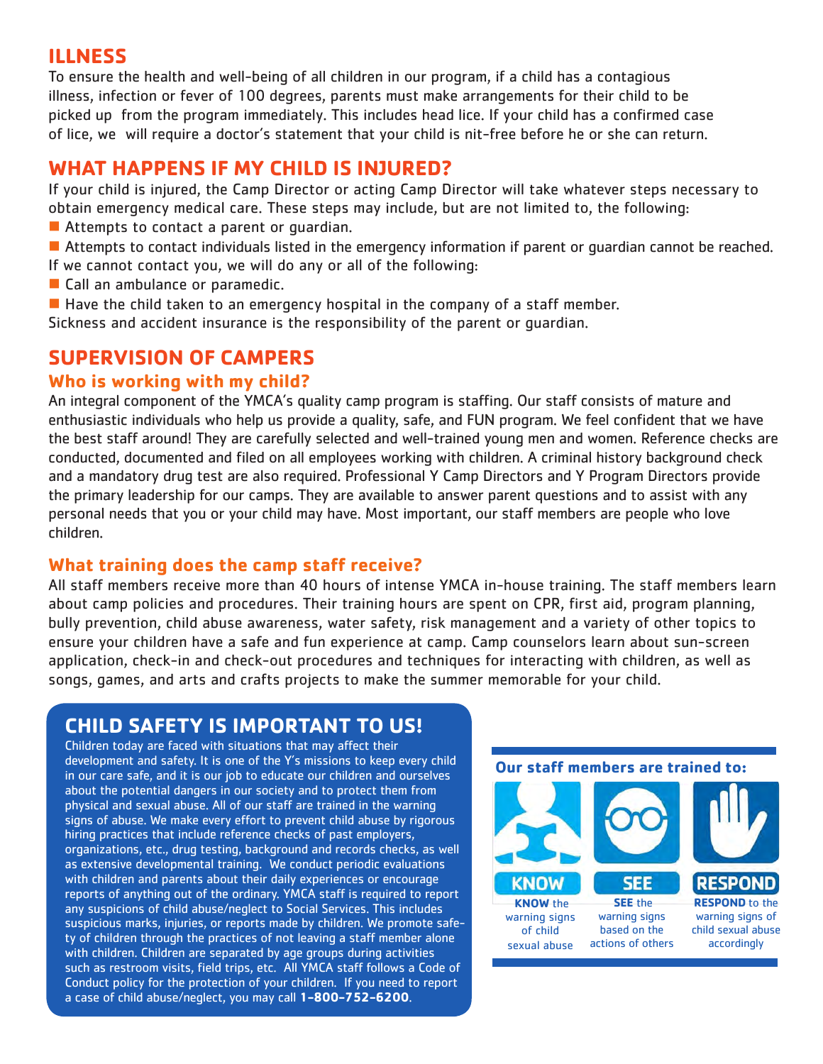## ILLNESS

To ensure the health and well-being of all children in our program, if a child has a contagious illness, infection or fever of 100 degrees, parents must make arrangements for their child to be picked up from the program immediately. This includes head lice. If your child has a confirmed case of lice, we will require a doctor's statement that your child is nit-free before he or she can return.

## WHAT HAPPENS IF MY CHILD IS INJURED?

If your child is injured, the Camp Director or acting Camp Director will take whatever steps necessary to obtain emergency medical care. These steps may include, but are not limited to, the following:

- Attempts to contact a parent or guardian.
- Attempts to contact individuals listed in the emergency information if parent or guardian cannot be reached.

If we cannot contact you, we will do any or all of the following:

- Call an ambulance or paramedic.
- Have the child taken to an emergency hospital in the company of a staff member.

Sickness and accident insurance is the responsibility of the parent or guardian.

## SUPERVISION OF CAMPERS

### Who is working with my child?

An integral component of the YMCA's quality camp program is staffing. Our staff consists of mature and enthusiastic individuals who help us provide a quality, safe, and FUN program. We feel confident that we have the best staff around! They are carefully selected and well-trained young men and women. Reference checks are conducted, documented and filed on all employees working with children. A criminal history background check and a mandatory drug test are also required. Professional Y Camp Directors and Y Program Directors provide the primary leadership for our camps. They are available to answer parent questions and to assist with any personal needs that you or your child may have. Most important, our staff members are people who love children.

### What training does the camp staff receive?

All staff members receive more than 40 hours of intense YMCA in-house training. The staff members learn about camp policies and procedures. Their training hours are spent on CPR, first aid, program planning, bully prevention, child abuse awareness, water safety, risk management and a variety of other topics to ensure your children have a safe and fun experience at camp. Camp counselors learn about sun-screen application, check-in and check-out procedures and techniques for interacting with children, as well as songs, games, and arts and crafts projects to make the summer memorable for your child.

## CHILD SAFETY IS IMPORTANT TO US!

Children today are faced with situations that may affect their development and safety. It is one of the Y's missions to keep every child in our care safe, and it is our job to educate our children and ourselves about the potential dangers in our society and to protect them from physical and sexual abuse. All of our staff are trained in the warning signs of abuse. We make every effort to prevent child abuse by rigorous hiring practices that include reference checks of past employers, organizations, etc., drug testing, background and records checks, as well as extensive developmental training. We conduct periodic evaluations with children and parents about their daily experiences or encourage reports of anything out of the ordinary. YMCA staff is required to report any suspicions of child abuse/neglect to Social Services. This includes suspicious marks, injuries, or reports made by children. We promote safety of children through the practices of not leaving a staff member alone with children. Children are separated by age groups during activities such as restroom visits, field trips, etc. All YMCA staff follows a Code of Conduct policy for the protection of your children. If you need to report a case of child abuse/neglect, you may call **1-800-752-6200**.

**Our staff members are trained to:**

- **KNOW** — **KNOW** the warning signs of child sexual abuse
- **SEE** — **SEE** the warning signs based on the actions of others
- **RESPOND** — **RESPOND** to the warning signs of child sexual abuse accordingly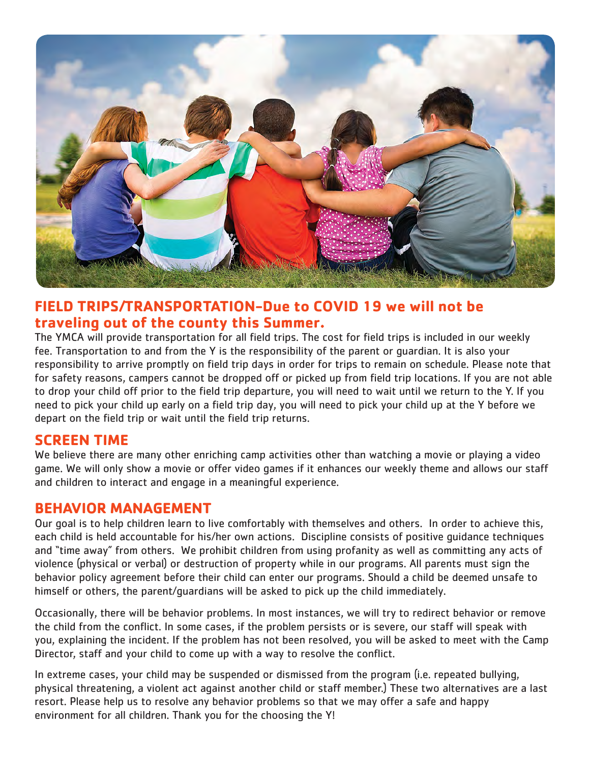## FIELD TRIPS/TRANSPORTATION-Due to COVID 19 we will not be traveling out of the county this Summer.

The YMCA will provide transportation for all field trips. The cost for field trips is included in our weekly fee. Transportation to and from the Y is the responsibility of the parent or guardian. It is also your responsibility to arrive promptly on field trip days in order for trips to remain on schedule. Please note that for safety reasons, campers cannot be dropped off or picked up from field trip locations. If you are not able to drop your child off prior to the field trip departure, you will need to wait until we return to the Y. If you need to pick your child up early on a field trip day, you will need to pick your child up at the Y before we depart on the field trip or wait until the field trip returns.

## SCREEN TIME

We believe there are many other enriching camp activities other than watching a movie or playing a video game. We will only show a movie or offer video games if it enhances our weekly theme and allows our staff and children to interact and engage in a meaningful experience.

## BEHAVIOR MANAGEMENT

Our goal is to help children learn to live comfortably with themselves and others. In order to achieve this, each child is held accountable for his/her own actions. Discipline consists of positive guidance techniques and "time away" from others. We prohibit children from using profanity as well as committing any acts of violence (physical or verbal) or destruction of property while in our programs. All parents must sign the behavior policy agreement before their child can enter our programs. Should a child be deemed unsafe to himself or others, the parent/guardians will be asked to pick up the child immediately.

Occasionally, there will be behavior problems. In most instances, we will try to redirect behavior or remove the child from the conflict. In some cases, if the problem persists or is severe, our staff will speak with you, explaining the incident. If the problem has not been resolved, you will be asked to meet with the Camp Director, staff and your child to come up with a way to resolve the conflict.

In extreme cases, your child may be suspended or dismissed from the program (i.e. repeated bullying, physical threatening, a violent act against another child or staff member.) These two alternatives are a last resort. Please help us to resolve any behavior problems so that we may offer a safe and happy environment for all children. Thank you for the choosing the Y!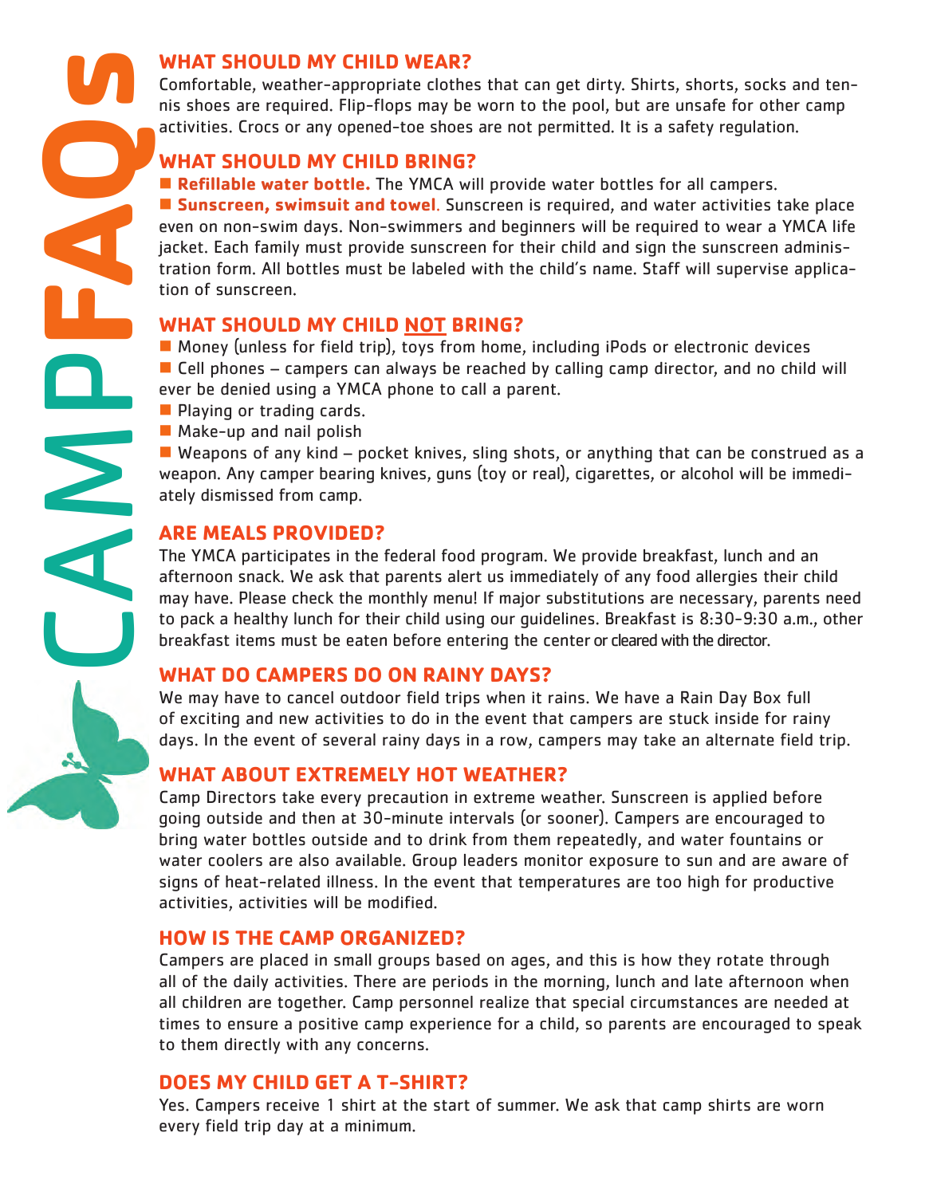# CAMP FAQs

## WHAT SHOULD MY CHILD WEAR?

Comfortable, weather-appropriate clothes that can get dirty. Shirts, shorts, socks and tennis shoes are required. Flip-flops may be worn to the pool, but are unsafe for other camp activities. Crocs or any opened-toe shoes are not permitted. It is a safety regulation.

## WHAT SHOULD MY CHILD BRING?

- **Refillable water bottle.** The YMCA will provide water bottles for all campers.
- **Sunscreen, swimsuit and towel**. Sunscreen is required, and water activities take place even on non-swim days. Non-swimmers and beginners will be required to wear a YMCA life jacket. Each family must provide sunscreen for their child and sign the sunscreen administration form. All bottles must be labeled with the child's name. Staff will supervise application of sunscreen.

## WHAT SHOULD MY CHILD NOT BRING?

- Money (unless for field trip), toys from home, including iPods or electronic devices
- Cell phones – campers can always be reached by calling camp director, and no child will ever be denied using a YMCA phone to call a parent.
- Playing or trading cards.
- Make-up and nail polish
- Weapons of any kind – pocket knives, sling shots, or anything that can be construed as a weapon. Any camper bearing knives, guns (toy or real), cigarettes, or alcohol will be immediately dismissed from camp.

## ARE MEALS PROVIDED?

The YMCA participates in the federal food program. We provide breakfast, lunch and an afternoon snack. We ask that parents alert us immediately of any food allergies their child may have. Please check the monthly menu! If major substitutions are necessary, parents need to pack a healthy lunch for their child using our guidelines. Breakfast is 8:30-9:30 a.m., other breakfast items must be eaten before entering the center or cleared with the director.

## WHAT DO CAMPERS DO ON RAINY DAYS?

We may have to cancel outdoor field trips when it rains. We have a Rain Day Box full of exciting and new activities to do in the event that campers are stuck inside for rainy days. In the event of several rainy days in a row, campers may take an alternate field trip.

## WHAT ABOUT EXTREMELY HOT WEATHER?

Camp Directors take every precaution in extreme weather. Sunscreen is applied before going outside and then at 30-minute intervals (or sooner). Campers are encouraged to bring water bottles outside and to drink from them repeatedly, and water fountains or water coolers are also available. Group leaders monitor exposure to sun and are aware of signs of heat-related illness. In the event that temperatures are too high for productive activities, activities will be modified.

## HOW IS THE CAMP ORGANIZED?

Campers are placed in small groups based on ages, and this is how they rotate through all of the daily activities. There are periods in the morning, lunch and late afternoon when all children are together. Camp personnel realize that special circumstances are needed at times to ensure a positive camp experience for a child, so parents are encouraged to speak to them directly with any concerns.

## DOES MY CHILD GET A T-SHIRT?

Yes. Campers receive 1 shirt at the start of summer. We ask that camp shirts are worn every field trip day at a minimum.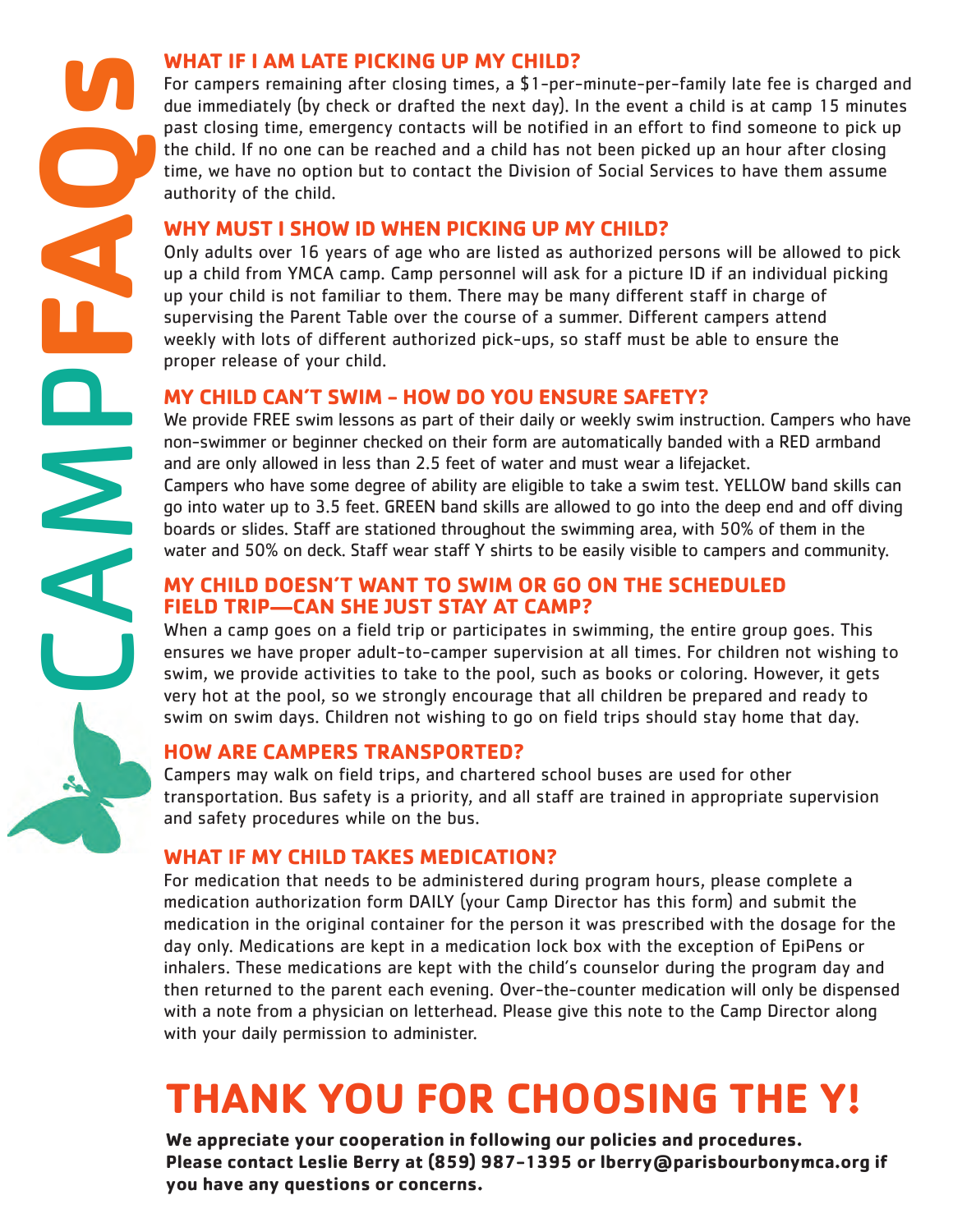# CAMP FAQs

## WHAT IF I AM LATE PICKING UP MY CHILD?

For campers remaining after closing times, a $1-per-minute-per-family late fee is charged and due immediately (by check or drafted the next day). In the event a child is at camp 15 minutes past closing time, emergency contacts will be notified in an effort to find someone to pick up the child. If no one can be reached and a child has not been picked up an hour after closing time, we have no option but to contact the Division of Social Services to have them assume authority of the child.

## WHY MUST I SHOW ID WHEN PICKING UP MY CHILD?

Only adults over 16 years of age who are listed as authorized persons will be allowed to pick up a child from YMCA camp. Camp personnel will ask for a picture ID if an individual picking up your child is not familiar to them. There may be many different staff in charge of supervising the Parent Table over the course of a summer. Different campers attend weekly with lots of different authorized pick-ups, so staff must be able to ensure the proper release of your child.

## MY CHILD CAN'T SWIM – HOW DO YOU ENSURE SAFETY?

We provide FREE swim lessons as part of their daily or weekly swim instruction. Campers who have non-swimmer or beginner checked on their form are automatically banded with a RED armband and are only allowed in less than 2.5 feet of water and must wear a lifejacket.

Campers who have some degree of ability are eligible to take a swim test. YELLOW band skills can go into water up to 3.5 feet. GREEN band skills are allowed to go into the deep end and off diving boards or slides. Staff are stationed throughout the swimming area, with 50% of them in the water and 50% on deck. Staff wear staff Y shirts to be easily visible to campers and community.

## MY CHILD DOESN'T WANT TO SWIM OR GO ON THE SCHEDULED FIELD TRIP—CAN SHE JUST STAY AT CAMP?

When a camp goes on a field trip or participates in swimming, the entire group goes. This ensures we have proper adult-to-camper supervision at all times. For children not wishing to swim, we provide activities to take to the pool, such as books or coloring. However, it gets very hot at the pool, so we strongly encourage that all children be prepared and ready to swim on swim days. Children not wishing to go on field trips should stay home that day.

## HOW ARE CAMPERS TRANSPORTED?

Campers may walk on field trips, and chartered school buses are used for other transportation. Bus safety is a priority, and all staff are trained in appropriate supervision and safety procedures while on the bus.

## WHAT IF MY CHILD TAKES MEDICATION?

For medication that needs to be administered during program hours, please complete a medication authorization form DAILY (your Camp Director has this form) and submit the medication in the original container for the person it was prescribed with the dosage for the day only. Medications are kept in a medication lock box with the exception of EpiPens or inhalers. These medications are kept with the child's counselor during the program day and then returned to the parent each evening. Over-the-counter medication will only be dispensed with a note from a physician on letterhead. Please give this note to the Camp Director along with your daily permission to administer.

# THANK YOU FOR CHOOSING THE Y!

**We appreciate your cooperation in following our policies and procedures.**
**Please contact Leslie Berry at (859) 987-1395 or lberry@parisbourbonymca.org if you have any questions or concerns.**